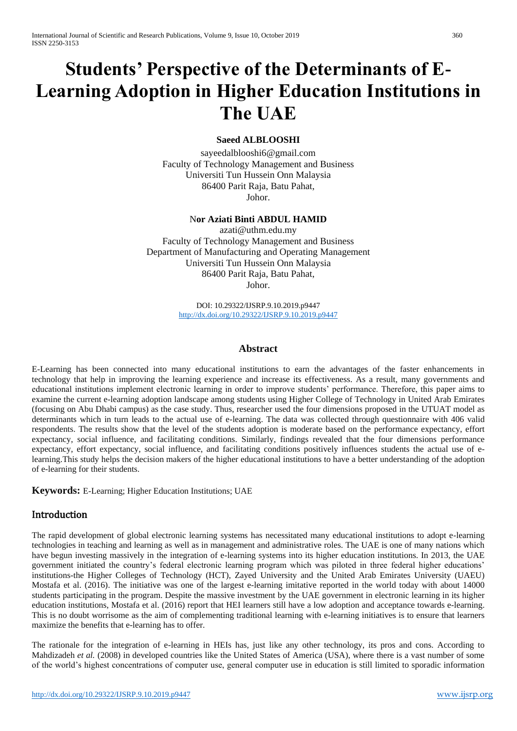# Students' Perspective of the Determinants of E-Learning Adoption in Higher Education Institutions in The UAE

**Saeed ALBLOOSHI**

sayeedalblooshi6@gmail.com
Faculty of Technology Management and Business
Universiti Tun Hussein Onn Malaysia
86400 Parit Raja, Batu Pahat,
Johor.

**Nor Aziati Binti ABDUL HAMID**

azati@uthm.edu.my
Faculty of Technology Management and Business
Department of Manufacturing and Operating Management
Universiti Tun Hussein Onn Malaysia
86400 Parit Raja, Batu Pahat,
Johor.

DOI: 10.29322/IJSRP.9.10.2019.p9447
http://dx.doi.org/10.29322/IJSRP.9.10.2019.p9447

## Abstract

E-Learning has been connected into many educational institutions to earn the advantages of the faster enhancements in technology that help in improving the learning experience and increase its effectiveness. As a result, many governments and educational institutions implement electronic learning in order to improve students' performance. Therefore, this paper aims to examine the current e-learning adoption landscape among students using Higher College of Technology in United Arab Emirates (focusing on Abu Dhabi campus) as the case study. Thus, researcher used the four dimensions proposed in the UTUAT model as determinants which in turn leads to the actual use of e-learning. The data was collected through questionnaire with 406 valid respondents. The results show that the level of the students adoption is moderate based on the performance expectancy, effort expectancy, social influence, and facilitating conditions. Similarly, findings revealed that the four dimensions performance expectancy, effort expectancy, social influence, and facilitating conditions positively influences students the actual use of e-learning.This study helps the decision makers of the higher educational institutions to have a better understanding of the adoption of e-learning for their students.

**Keywords:** E-Learning; Higher Education Institutions; UAE

## Introduction

The rapid development of global electronic learning systems has necessitated many educational institutions to adopt e-learning technologies in teaching and learning as well as in management and administrative roles. The UAE is one of many nations which have begun investing massively in the integration of e-learning systems into its higher education institutions. In 2013, the UAE government initiated the country's federal electronic learning program which was piloted in three federal higher educations' institutions-the Higher Colleges of Technology (HCT), Zayed University and the United Arab Emirates University (UAEU) Mostafa et al. (2016). The initiative was one of the largest e-learning imitative reported in the world today with about 14000 students participating in the program. Despite the massive investment by the UAE government in electronic learning in its higher education institutions, Mostafa et al. (2016) report that HEI learners still have a low adoption and acceptance towards e-learning. This is no doubt worrisome as the aim of complementing traditional learning with e-learning initiatives is to ensure that learners maximize the benefits that e-learning has to offer.

The rationale for the integration of e-learning in HEIs has, just like any other technology, its pros and cons. According to Mahdizadeh *et al.* (2008) in developed countries like the United States of America (USA), where there is a vast number of some of the world's highest concentrations of computer use, general computer use in education is still limited to sporadic information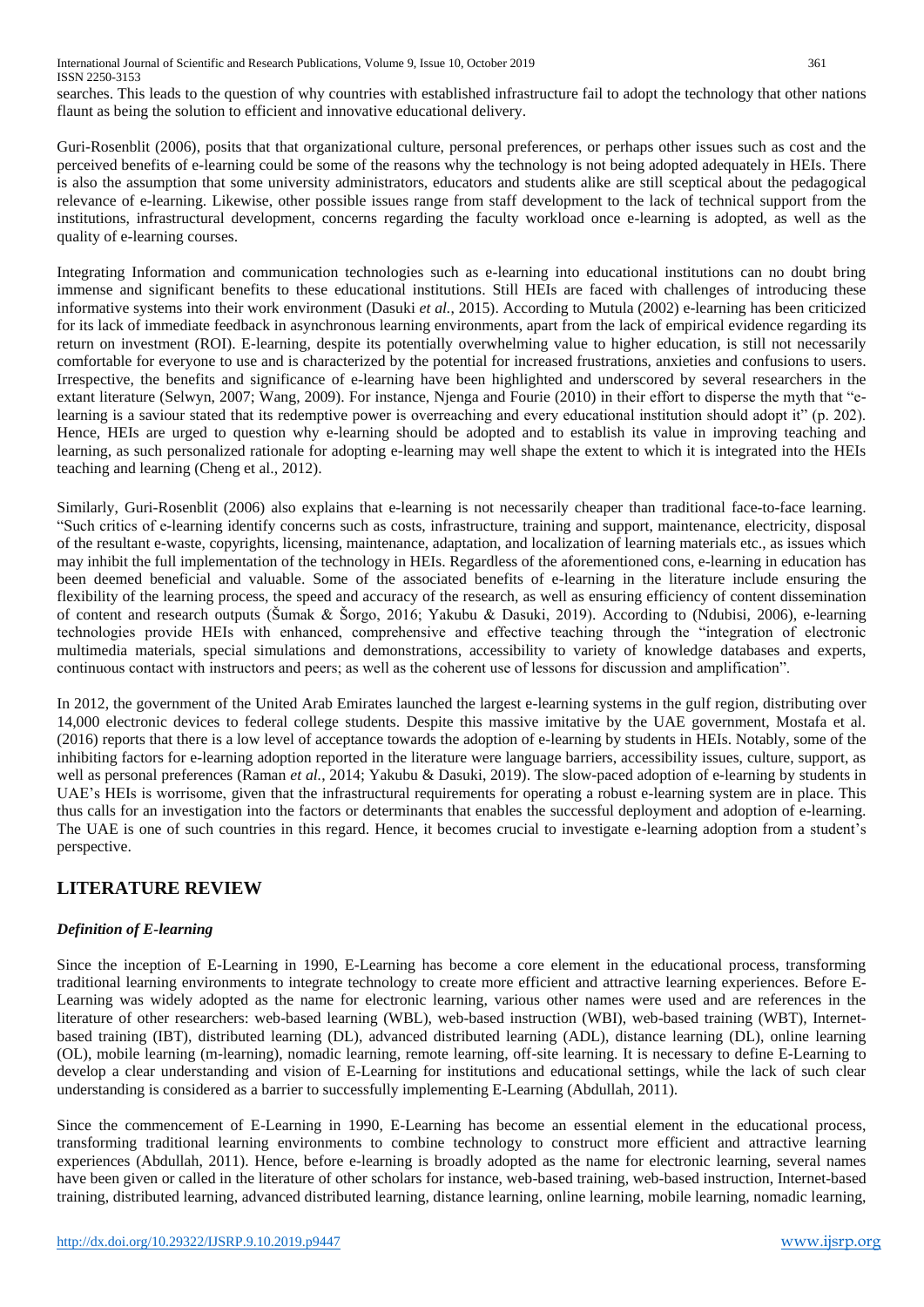searches. This leads to the question of why countries with established infrastructure fail to adopt the technology that other nations flaunt as being the solution to efficient and innovative educational delivery.

Guri-Rosenblit (2006), posits that that organizational culture, personal preferences, or perhaps other issues such as cost and the perceived benefits of e-learning could be some of the reasons why the technology is not being adopted adequately in HEIs. There is also the assumption that some university administrators, educators and students alike are still sceptical about the pedagogical relevance of e-learning. Likewise, other possible issues range from staff development to the lack of technical support from the institutions, infrastructural development, concerns regarding the faculty workload once e-learning is adopted, as well as the quality of e-learning courses.

Integrating Information and communication technologies such as e-learning into educational institutions can no doubt bring immense and significant benefits to these educational institutions. Still HEIs are faced with challenges of introducing these informative systems into their work environment (Dasuki *et al.*, 2015). According to Mutula (2002) e-learning has been criticized for its lack of immediate feedback in asynchronous learning environments, apart from the lack of empirical evidence regarding its return on investment (ROI). E-learning, despite its potentially overwhelming value to higher education, is still not necessarily comfortable for everyone to use and is characterized by the potential for increased frustrations, anxieties and confusions to users. Irrespective, the benefits and significance of e-learning have been highlighted and underscored by several researchers in the extant literature (Selwyn, 2007; Wang, 2009). For instance, Njenga and Fourie (2010) in their effort to disperse the myth that "e-learning is a saviour stated that its redemptive power is overreaching and every educational institution should adopt it" (p. 202). Hence, HEIs are urged to question why e-learning should be adopted and to establish its value in improving teaching and learning, as such personalized rationale for adopting e-learning may well shape the extent to which it is integrated into the HEIs teaching and learning (Cheng et al., 2012).

Similarly, Guri-Rosenblit (2006) also explains that e-learning is not necessarily cheaper than traditional face-to-face learning. "Such critics of e-learning identify concerns such as costs, infrastructure, training and support, maintenance, electricity, disposal of the resultant e-waste, copyrights, licensing, maintenance, adaptation, and localization of learning materials etc., as issues which may inhibit the full implementation of the technology in HEIs. Regardless of the aforementioned cons, e-learning in education has been deemed beneficial and valuable. Some of the associated benefits of e-learning in the literature include ensuring the flexibility of the learning process, the speed and accuracy of the research, as well as ensuring efficiency of content dissemination of content and research outputs (Šumak & Šorgo, 2016; Yakubu & Dasuki, 2019). According to (Ndubisi, 2006), e-learning technologies provide HEIs with enhanced, comprehensive and effective teaching through the "integration of electronic multimedia materials, special simulations and demonstrations, accessibility to variety of knowledge databases and experts, continuous contact with instructors and peers; as well as the coherent use of lessons for discussion and amplification".

In 2012, the government of the United Arab Emirates launched the largest e-learning systems in the gulf region, distributing over 14,000 electronic devices to federal college students. Despite this massive imitative by the UAE government, Mostafa et al. (2016) reports that there is a low level of acceptance towards the adoption of e-learning by students in HEIs. Notably, some of the inhibiting factors for e-learning adoption reported in the literature were language barriers, accessibility issues, culture, support, as well as personal preferences (Raman *et al.*, 2014; Yakubu & Dasuki, 2019). The slow-paced adoption of e-learning by students in UAE's HEIs is worrisome, given that the infrastructural requirements for operating a robust e-learning system are in place. This thus calls for an investigation into the factors or determinants that enables the successful deployment and adoption of e-learning. The UAE is one of such countries in this regard. Hence, it becomes crucial to investigate e-learning adoption from a student's perspective.

## LITERATURE REVIEW

### *Definition of E-learning*

Since the inception of E-Learning in 1990, E-Learning has become a core element in the educational process, transforming traditional learning environments to integrate technology to create more efficient and attractive learning experiences. Before E-Learning was widely adopted as the name for electronic learning, various other names were used and are references in the literature of other researchers: web-based learning (WBL), web-based instruction (WBI), web-based training (WBT), Internet-based training (IBT), distributed learning (DL), advanced distributed learning (ADL), distance learning (DL), online learning (OL), mobile learning (m-learning), nomadic learning, remote learning, off-site learning. It is necessary to define E-Learning to develop a clear understanding and vision of E-Learning for institutions and educational settings, while the lack of such clear understanding is considered as a barrier to successfully implementing E-Learning (Abdullah, 2011).

Since the commencement of E-Learning in 1990, E-Learning has become an essential element in the educational process, transforming traditional learning environments to combine technology to construct more efficient and attractive learning experiences (Abdullah, 2011). Hence, before e-learning is broadly adopted as the name for electronic learning, several names have been given or called in the literature of other scholars for instance, web-based training, web-based instruction, Internet-based training, distributed learning, advanced distributed learning, distance learning, online learning, mobile learning, nomadic learning,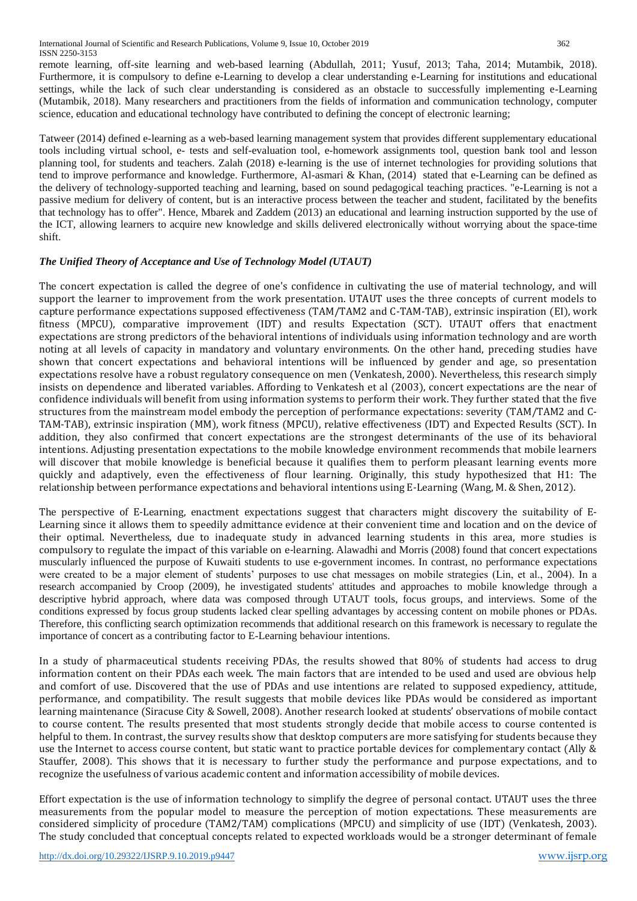remote learning, off-site learning and web-based learning (Abdullah, 2011; Yusuf, 2013; Taha, 2014; Mutambik, 2018). Furthermore, it is compulsory to define e-Learning to develop a clear understanding e-Learning for institutions and educational settings, while the lack of such clear understanding is considered as an obstacle to successfully implementing e-Learning (Mutambik, 2018). Many researchers and practitioners from the fields of information and communication technology, computer science, education and educational technology have contributed to defining the concept of electronic learning;

Tatweer (2014) defined e-learning as a web-based learning management system that provides different supplementary educational tools including virtual school, e- tests and self-evaluation tool, e-homework assignments tool, question bank tool and lesson planning tool, for students and teachers. Zalah (2018) e-learning is the use of internet technologies for providing solutions that tend to improve performance and knowledge. Furthermore, Al-asmari & Khan, (2014) stated that e-Learning can be defined as the delivery of technology-supported teaching and learning, based on sound pedagogical teaching practices. "e-Learning is not a passive medium for delivery of content, but is an interactive process between the teacher and student, facilitated by the benefits that technology has to offer". Hence, Mbarek and Zaddem (2013) an educational and learning instruction supported by the use of the ICT, allowing learners to acquire new knowledge and skills delivered electronically without worrying about the space-time shift.

***The Unified Theory of Acceptance and Use of Technology Model (UTAUT)***

The concert expectation is called the degree of one's confidence in cultivating the use of material technology, and will support the learner to improvement from the work presentation. UTAUT uses the three concepts of current models to capture performance expectations supposed effectiveness (TAM/TAM2 and C-TAM-TAB), extrinsic inspiration (EI), work fitness (MPCU), comparative improvement (IDT) and results Expectation (SCT). UTAUT offers that enactment expectations are strong predictors of the behavioral intentions of individuals using information technology and are worth noting at all levels of capacity in mandatory and voluntary environments. On the other hand, preceding studies have shown that concert expectations and behavioral intentions will be influenced by gender and age, so presentation expectations resolve have a robust regulatory consequence on men (Venkatesh, 2000). Nevertheless, this research simply insists on dependence and liberated variables. Affording to Venkatesh et al (2003), concert expectations are the near of confidence individuals will benefit from using information systems to perform their work. They further stated that the five structures from the mainstream model embody the perception of performance expectations: severity (TAM/TAM2 and C-TAM-TAB), extrinsic inspiration (MM), work fitness (MPCU), relative effectiveness (IDT) and Expected Results (SCT). In addition, they also confirmed that concert expectations are the strongest determinants of the use of its behavioral intentions. Adjusting presentation expectations to the mobile knowledge environment recommends that mobile learners will discover that mobile knowledge is beneficial because it qualifies them to perform pleasant learning events more quickly and adaptively, even the effectiveness of flour learning. Originally, this study hypothesized that H1: The relationship between performance expectations and behavioral intentions using E-Learning (Wang, M. & Shen, 2012).

The perspective of E-Learning, enactment expectations suggest that characters might discovery the suitability of E-Learning since it allows them to speedily admittance evidence at their convenient time and location and on the device of their optimal. Nevertheless, due to inadequate study in advanced learning students in this area, more studies is compulsory to regulate the impact of this variable on e-learning. Alawadhi and Morris (2008) found that concert expectations muscularly influenced the purpose of Kuwaiti students to use e-government incomes. In contrast, no performance expectations were created to be a major element of students' purposes to use chat messages on mobile strategies (Lin, et al., 2004). In a research accompanied by Croop (2009), he investigated students' attitudes and approaches to mobile knowledge through a descriptive hybrid approach, where data was composed through UTAUT tools, focus groups, and interviews. Some of the conditions expressed by focus group students lacked clear spelling advantages by accessing content on mobile phones or PDAs. Therefore, this conflicting search optimization recommends that additional research on this framework is necessary to regulate the importance of concert as a contributing factor to E-Learning behaviour intentions.

In a study of pharmaceutical students receiving PDAs, the results showed that 80% of students had access to drug information content on their PDAs each week. The main factors that are intended to be used and used are obvious help and comfort of use. Discovered that the use of PDAs and use intentions are related to supposed expediency, attitude, performance, and compatibility. The result suggests that mobile devices like PDAs would be considered as important learning maintenance (Siracuse City & Sowell, 2008). Another research looked at students' observations of mobile contact to course content. The results presented that most students strongly decide that mobile access to course contented is helpful to them. In contrast, the survey results show that desktop computers are more satisfying for students because they use the Internet to access course content, but static want to practice portable devices for complementary contact (Ally & Stauffer, 2008). This shows that it is necessary to further study the performance and purpose expectations, and to recognize the usefulness of various academic content and information accessibility of mobile devices.

Effort expectation is the use of information technology to simplify the degree of personal contact. UTAUT uses the three measurements from the popular model to measure the perception of motion expectations. These measurements are considered simplicity of procedure (TAM2/TAM) complications (MPCU) and simplicity of use (IDT) (Venkatesh, 2003). The study concluded that conceptual concepts related to expected workloads would be a stronger determinant of female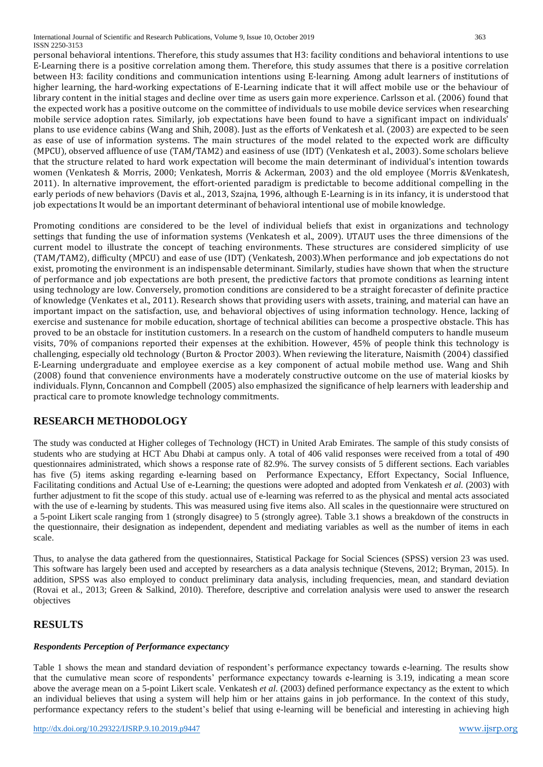personal behavioral intentions. Therefore, this study assumes that H3: facility conditions and behavioral intentions to use E-Learning there is a positive correlation among them. Therefore, this study assumes that there is a positive correlation between H3: facility conditions and communication intentions using E-learning. Among adult learners of institutions of higher learning, the hard-working expectations of E-Learning indicate that it will affect mobile use or the behaviour of library content in the initial stages and decline over time as users gain more experience. Carlsson et al. (2006) found that the expected work has a positive outcome on the committee of individuals to use mobile device services when researching mobile service adoption rates. Similarly, job expectations have been found to have a significant impact on individuals' plans to use evidence cabins (Wang and Shih, 2008). Just as the efforts of Venkatesh et al. (2003) are expected to be seen as ease of use of information systems. The main structures of the model related to the expected work are difficulty (MPCU), observed affluence of use (TAM/TAM2) and easiness of use (IDT) (Venkatesh et al., 2003). Some scholars believe that the structure related to hard work expectation will become the main determinant of individual's intention towards women (Venkatesh & Morris, 2000; Venkatesh, Morris & Ackerman, 2003) and the old employee (Morris &Venkatesh, 2011). In alternative improvement, the effort-oriented paradigm is predictable to become additional compelling in the early periods of new behaviors (Davis et al., 2013, Szajna, 1996, although E-Learning is in its infancy, it is understood that job expectations It would be an important determinant of behavioral intentional use of mobile knowledge.

Promoting conditions are considered to be the level of individual beliefs that exist in organizations and technology settings that funding the use of information systems (Venkatesh et al., 2009). UTAUT uses the three dimensions of the current model to illustrate the concept of teaching environments. These structures are considered simplicity of use (TAM/TAM2), difficulty (MPCU) and ease of use (IDT) (Venkatesh, 2003).When performance and job expectations do not exist, promoting the environment is an indispensable determinant. Similarly, studies have shown that when the structure of performance and job expectations are both present, the predictive factors that promote conditions as learning intent using technology are low. Conversely, promotion conditions are considered to be a straight forecaster of definite practice of knowledge (Venkates et al., 2011). Research shows that providing users with assets, training, and material can have an important impact on the satisfaction, use, and behavioral objectives of using information technology. Hence, lacking of exercise and sustenance for mobile education, shortage of technical abilities can become a prospective obstacle. This has proved to be an obstacle for institution customers. In a research on the custom of handheld computers to handle museum visits, 70% of companions reported their expenses at the exhibition. However, 45% of people think this technology is challenging, especially old technology (Burton & Proctor 2003). When reviewing the literature, Naismith (2004) classified E-Learning undergraduate and employee exercise as a key component of actual mobile method use. Wang and Shih (2008) found that convenience environments have a moderately constructive outcome on the use of material kiosks by individuals. Flynn, Concannon and Compbell (2005) also emphasized the significance of help learners with leadership and practical care to promote knowledge technology commitments.

## RESEARCH METHODOLOGY

The study was conducted at Higher colleges of Technology (HCT) in United Arab Emirates. The sample of this study consists of students who are studying at HCT Abu Dhabi at campus only. A total of 406 valid responses were received from a total of 490 questionnaires administrated, which shows a response rate of 82.9%. The survey consists of 5 different sections. Each variables has five (5) items asking regarding e-learning based on Performance Expectancy, Effort Expectancy, Social Influence, Facilitating conditions and Actual Use of e-Learning; the questions were adopted and adopted from Venkatesh *et al.* (2003) with further adjustment to fit the scope of this study. actual use of e-learning was referred to as the physical and mental acts associated with the use of e-learning by students. This was measured using five items also. All scales in the questionnaire were structured on a 5-point Likert scale ranging from 1 (strongly disagree) to 5 (strongly agree). Table 3.1 shows a breakdown of the constructs in the questionnaire, their designation as independent, dependent and mediating variables as well as the number of items in each scale.

Thus, to analyse the data gathered from the questionnaires, Statistical Package for Social Sciences (SPSS) version 23 was used. This software has largely been used and accepted by researchers as a data analysis technique (Stevens, 2012; Bryman, 2015). In addition, SPSS was also employed to conduct preliminary data analysis, including frequencies, mean, and standard deviation (Rovai et al., 2013; Green & Salkind, 2010). Therefore, descriptive and correlation analysis were used to answer the research objectives

## RESULTS

### *Respondents Perception of Performance expectancy*

Table 1 shows the mean and standard deviation of respondent's performance expectancy towards e-learning. The results show that the cumulative mean score of respondents' performance expectancy towards e-learning is 3.19, indicating a mean score above the average mean on a 5-point Likert scale. Venkatesh *et al.* (2003) defined performance expectancy as the extent to which an individual believes that using a system will help him or her attains gains in job performance. In the context of this study, performance expectancy refers to the student's belief that using e-learning will be beneficial and interesting in achieving high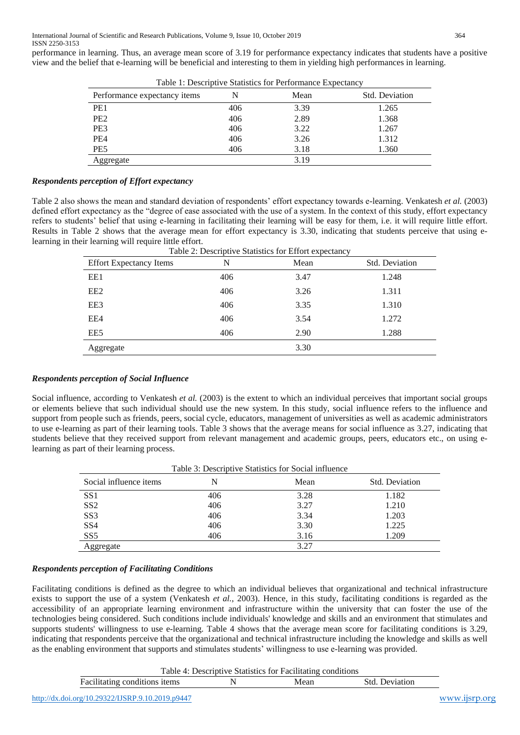performance in learning. Thus, an average mean score of 3.19 for performance expectancy indicates that students have a positive view and the belief that e-learning will be beneficial and interesting to them in yielding high performances in learning.

Table 1: Descriptive Statistics for Performance Expectancy

| Performance expectancy items | N | Mean | Std. Deviation |
|---|---|---|---|
| PE1 | 406 | 3.39 | 1.265 |
| PE2 | 406 | 2.89 | 1.368 |
| PE3 | 406 | 3.22 | 1.267 |
| PE4 | 406 | 3.26 | 1.312 |
| PE5 | 406 | 3.18 | 1.360 |
| Aggregate | | 3.19 | |

### *Respondents perception of Effort expectancy*

Table 2 also shows the mean and standard deviation of respondents' effort expectancy towards e-learning. Venkatesh *et al.* (2003) defined effort expectancy as the "degree of ease associated with the use of a system. In the context of this study, effort expectancy refers to students' belief that using e-learning in facilitating their learning will be easy for them, i.e. it will require little effort. Results in Table 2 shows that the average mean for effort expectancy is 3.30, indicating that students perceive that using e-learning in their learning will require little effort.

Table 2: Descriptive Statistics for Effort expectancy

| Effort Expectancy Items | N | Mean | Std. Deviation |
|---|---|---|---|
| EE1 | 406 | 3.47 | 1.248 |
| EE2 | 406 | 3.26 | 1.311 |
| EE3 | 406 | 3.35 | 1.310 |
| EE4 | 406 | 3.54 | 1.272 |
| EE5 | 406 | 2.90 | 1.288 |
| Aggregate | | 3.30 | |

### *Respondents perception of Social Influence*

Social influence, according to Venkatesh *et al.* (2003) is the extent to which an individual perceives that important social groups or elements believe that such individual should use the new system. In this study, social influence refers to the influence and support from people such as friends, peers, social cycle, educators, management of universities as well as academic administrators to use e-learning as part of their learning tools. Table 3 shows that the average means for social influence as 3.27, indicating that students believe that they received support from relevant management and academic groups, peers, educators etc., on using e-learning as part of their learning process.

Table 3: Descriptive Statistics for Social influence

| Social influence items | N | Mean | Std. Deviation |
|---|---|---|---|
| SS1 | 406 | 3.28 | 1.182 |
| SS2 | 406 | 3.27 | 1.210 |
| SS3 | 406 | 3.34 | 1.203 |
| SS4 | 406 | 3.30 | 1.225 |
| SS5 | 406 | 3.16 | 1.209 |
| Aggregate | | 3.27 | |

### *Respondents perception of Facilitating Conditions*

Facilitating conditions is defined as the degree to which an individual believes that organizational and technical infrastructure exists to support the use of a system (Venkatesh *et al.*, 2003). Hence, in this study, facilitating conditions is regarded as the accessibility of an appropriate learning environment and infrastructure within the university that can foster the use of the technologies being considered. Such conditions include individuals' knowledge and skills and an environment that stimulates and supports students' willingness to use e-learning. Table 4 shows that the average mean score for facilitating conditions is 3.29, indicating that respondents perceive that the organizational and technical infrastructure including the knowledge and skills as well as the enabling environment that supports and stimulates students' willingness to use e-learning was provided.

Table 4: Descriptive Statistics for Facilitating conditions

| Facilitating conditions items | N | Mean | Std. Deviation |
|---|---|---|---|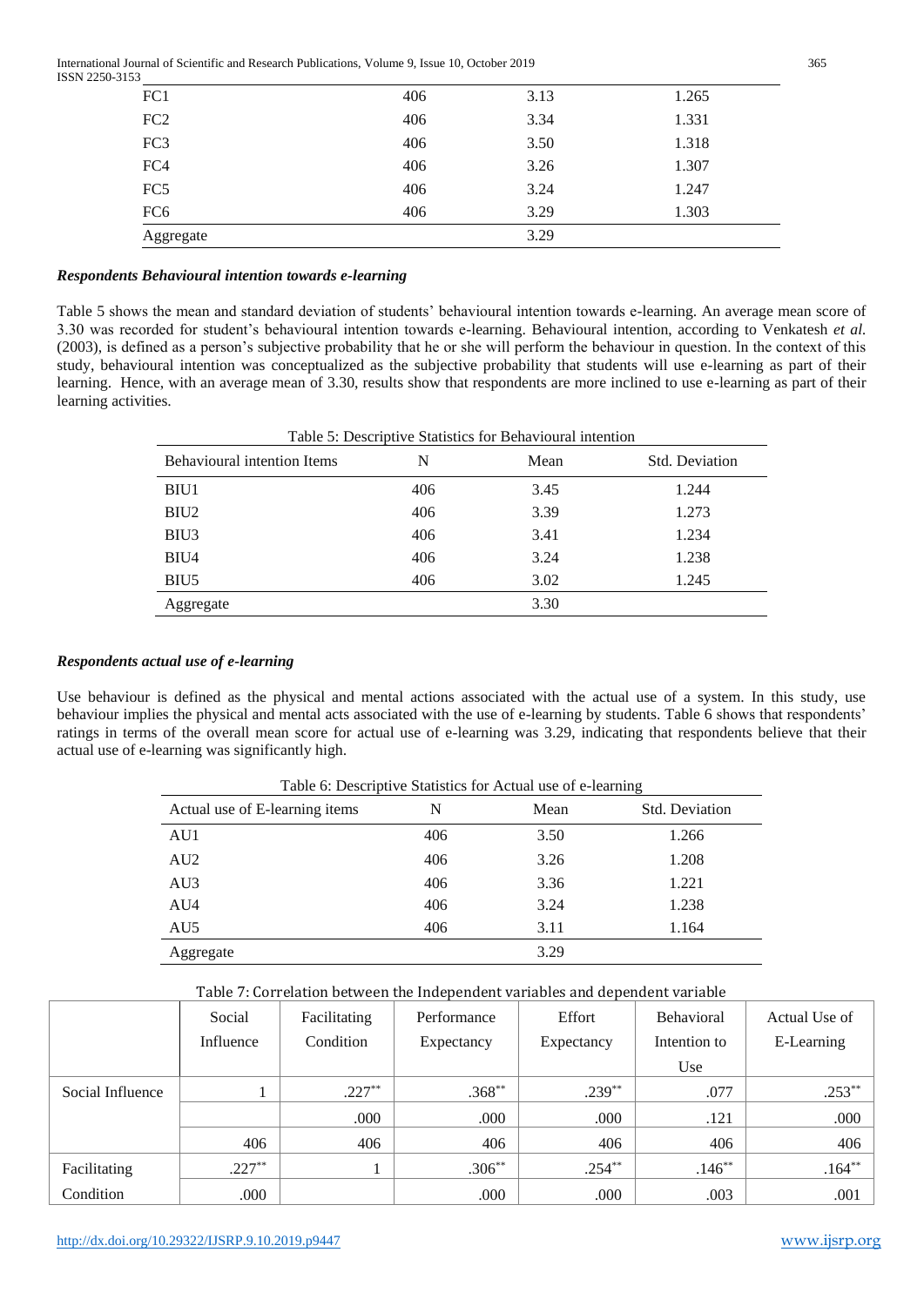| | | | |
|---|---|---|---|
| FC1 | 406 | 3.13 | 1.265 |
| FC2 | 406 | 3.34 | 1.331 |
| FC3 | 406 | 3.50 | 1.318 |
| FC4 | 406 | 3.26 | 1.307 |
| FC5 | 406 | 3.24 | 1.247 |
| FC6 | 406 | 3.29 | 1.303 |
| Aggregate | | 3.29 | |

***Respondents Behavioural intention towards e-learning***

Table 5 shows the mean and standard deviation of students' behavioural intention towards e-learning. An average mean score of 3.30 was recorded for student's behavioural intention towards e-learning. Behavioural intention, according to Venkatesh *et al.* (2003), is defined as a person's subjective probability that he or she will perform the behaviour in question. In the context of this study, behavioural intention was conceptualized as the subjective probability that students will use e-learning as part of their learning. Hence, with an average mean of 3.30, results show that respondents are more inclined to use e-learning as part of their learning activities.

Table 5: Descriptive Statistics for Behavioural intention

| Behavioural intention Items | N | Mean | Std. Deviation |
|---|---|---|---|
| BIU1 | 406 | 3.45 | 1.244 |
| BIU2 | 406 | 3.39 | 1.273 |
| BIU3 | 406 | 3.41 | 1.234 |
| BIU4 | 406 | 3.24 | 1.238 |
| BIU5 | 406 | 3.02 | 1.245 |
| Aggregate | | 3.30 | |

***Respondents actual use of e-learning***

Use behaviour is defined as the physical and mental actions associated with the actual use of a system. In this study, use behaviour implies the physical and mental acts associated with the use of e-learning by students. Table 6 shows that respondents' ratings in terms of the overall mean score for actual use of e-learning was 3.29, indicating that respondents believe that their actual use of e-learning was significantly high.

Table 6: Descriptive Statistics for Actual use of e-learning

| Actual use of E-learning items | N | Mean | Std. Deviation |
|---|---|---|---|
| AU1 | 406 | 3.50 | 1.266 |
| AU2 | 406 | 3.26 | 1.208 |
| AU3 | 406 | 3.36 | 1.221 |
| AU4 | 406 | 3.24 | 1.238 |
| AU5 | 406 | 3.11 | 1.164 |
| Aggregate | | 3.29 | |

Table 7: Correlation between the Independent variables and dependent variable

| | Social Influence | Facilitating Condition | Performance Expectancy | Effort Expectancy | Behavioral Intention to Use | Actual Use of E-Learning |
|---|---|---|---|---|---|---|
| Social Influence | 1 | .227** | .368** | .239** | .077 | .253** |
| | | .000 | .000 | .000 | .121 | .000 |
| | 406 | 406 | 406 | 406 | 406 | 406 |
| Facilitating Condition | .227** | 1 | .306** | .254** | .146** | .164** |
| | .000 | | .000 | .000 | .003 | .001 |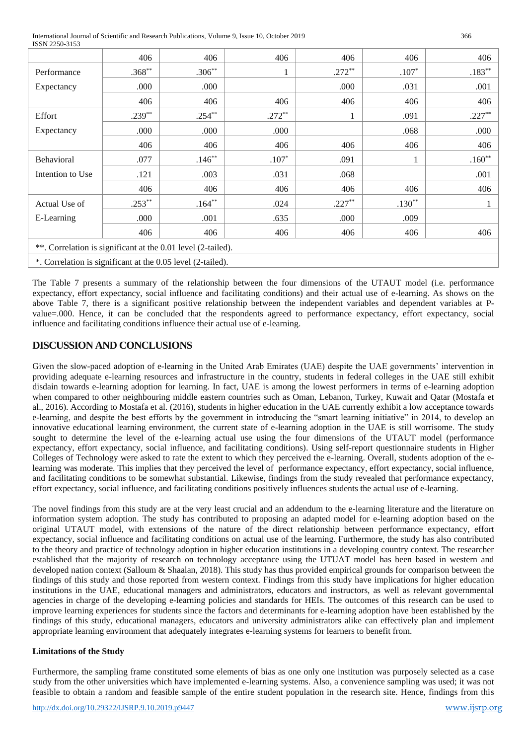| | | | | | | |
|---|---|---|---|---|---|---|
| | 406 | 406 | 406 | 406 | 406 | 406 |
| Performance Expectancy | .368** | .306** | 1 | .272** | .107* | .183** |
| | .000 | .000 | | .000 | .031 | .001 |
| | 406 | 406 | 406 | 406 | 406 | 406 |
| Effort Expectancy | .239** | .254** | .272** | 1 | .091 | .227** |
| | .000 | .000 | .000 | | .068 | .000 |
| | 406 | 406 | 406 | 406 | 406 | 406 |
| Behavioral Intention to Use | .077 | .146** | .107* | .091 | 1 | .160** |
| | .121 | .003 | .031 | .068 | | .001 |
| | 406 | 406 | 406 | 406 | 406 | 406 |
| Actual Use of E-Learning | .253** | .164** | .024 | .227** | .130** | 1 |
| | .000 | .001 | .635 | .000 | .009 | |
| | 406 | 406 | 406 | 406 | 406 | 406 |
| **. Correlation is significant at the 0.01 level (2-tailed). | | | | | | |
| *. Correlation is significant at the 0.05 level (2-tailed). | | | | | | |

The Table 7 presents a summary of the relationship between the four dimensions of the UTAUT model (i.e. performance expectancy, effort expectancy, social influence and facilitating conditions) and their actual use of e-learning. As shows on the above Table 7, there is a significant positive relationship between the independent variables and dependent variables at P-value=.000. Hence, it can be concluded that the respondents agreed to performance expectancy, effort expectancy, social influence and facilitating conditions influence their actual use of e-learning.

## DISCUSSION AND CONCLUSIONS

Given the slow-paced adoption of e-learning in the United Arab Emirates (UAE) despite the UAE governments' intervention in providing adequate e-learning resources and infrastructure in the country, students in federal colleges in the UAE still exhibit disdain towards e-learning adoption for learning. In fact, UAE is among the lowest performers in terms of e-learning adoption when compared to other neighbouring middle eastern countries such as Oman, Lebanon, Turkey, Kuwait and Qatar (Mostafa et al., 2016). According to Mostafa et al. (2016), students in higher education in the UAE currently exhibit a low acceptance towards e-learning, and despite the best efforts by the government in introducing the "smart learning initiative" in 2014, to develop an innovative educational learning environment, the current state of e-learning adoption in the UAE is still worrisome. The study sought to determine the level of the e-learning actual use using the four dimensions of the UTAUT model (performance expectancy, effort expectancy, social influence, and facilitating conditions). Using self-report questionnaire students in Higher Colleges of Technology were asked to rate the extent to which they perceived the e-learning. Overall, students adoption of the e-learning was moderate. This implies that they perceived the level of performance expectancy, effort expectancy, social influence, and facilitating conditions to be somewhat substantial. Likewise, findings from the study revealed that performance expectancy, effort expectancy, social influence, and facilitating conditions positively influences students the actual use of e-learning.

The novel findings from this study are at the very least crucial and an addendum to the e-learning literature and the literature on information system adoption. The study has contributed to proposing an adapted model for e-learning adoption based on the original UTAUT model, with extensions of the nature of the direct relationship between performance expectancy, effort expectancy, social influence and facilitating conditions on actual use of the learning. Furthermore, the study has also contributed to the theory and practice of technology adoption in higher education institutions in a developing country context. The researcher established that the majority of research on technology acceptance using the UTUAT model has been based in western and developed nation context (Salloum & Shaalan, 2018). This study has thus provided empirical grounds for comparison between the findings of this study and those reported from western context. Findings from this study have implications for higher education institutions in the UAE, educational managers and administrators, educators and instructors, as well as relevant governmental agencies in charge of the developing e-learning policies and standards for HEIs. The outcomes of this research can be used to improve learning experiences for students since the factors and determinants for e-learning adoption have been established by the findings of this study, educational managers, educators and university administrators alike can effectively plan and implement appropriate learning environment that adequately integrates e-learning systems for learners to benefit from.

### Limitations of the Study

Furthermore, the sampling frame constituted some elements of bias as one only one institution was purposely selected as a case study from the other universities which have implemented e-learning systems. Also, a convenience sampling was used; it was not feasible to obtain a random and feasible sample of the entire student population in the research site. Hence, findings from this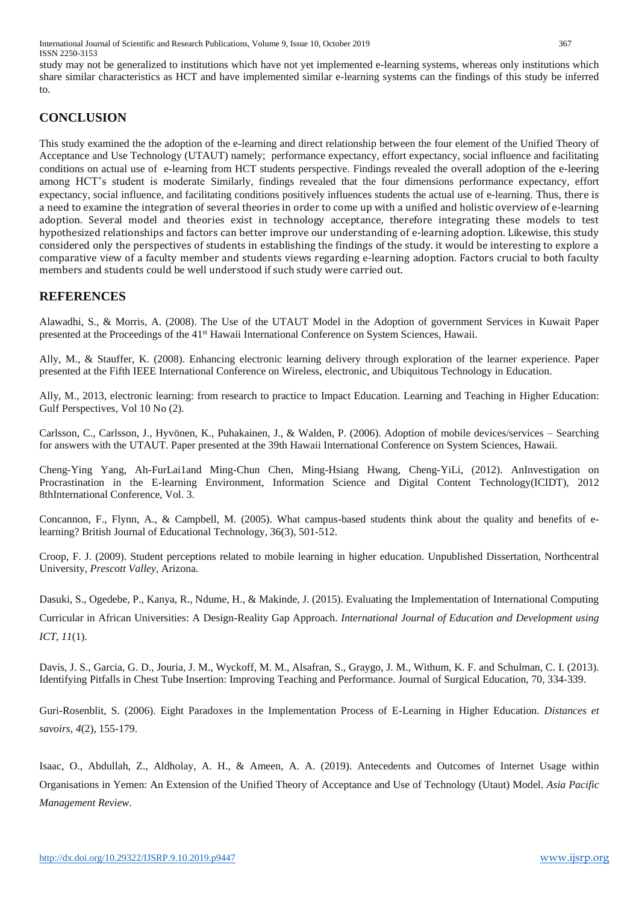study may not be generalized to institutions which have not yet implemented e-learning systems, whereas only institutions which share similar characteristics as HCT and have implemented similar e-learning systems can the findings of this study be inferred to.

## CONCLUSION

This study examined the the adoption of the e-learning and direct relationship between the four element of the Unified Theory of Acceptance and Use Technology (UTAUT) namely; performance expectancy, effort expectancy, social influence and facilitating conditions on actual use of e-learning from HCT students perspective. Findings revealed the overall adoption of the e-leering among HCT's student is moderate Similarly, findings revealed that the four dimensions performance expectancy, effort expectancy, social influence, and facilitating conditions positively influences students the actual use of e-learning. Thus, there is a need to examine the integration of several theories in order to come up with a unified and holistic overview of e-learning adoption. Several model and theories exist in technology acceptance, therefore integrating these models to test hypothesized relationships and factors can better improve our understanding of e-learning adoption. Likewise, this study considered only the perspectives of students in establishing the findings of the study. it would be interesting to explore a comparative view of a faculty member and students views regarding e-learning adoption. Factors crucial to both faculty members and students could be well understood if such study were carried out.

## REFERENCES

Alawadhi, S., & Morris, A. (2008). The Use of the UTAUT Model in the Adoption of government Services in Kuwait Paper presented at the Proceedings of the 41st Hawaii International Conference on System Sciences, Hawaii.

Ally, M., & Stauffer, K. (2008). Enhancing electronic learning delivery through exploration of the learner experience. Paper presented at the Fifth IEEE International Conference on Wireless, electronic, and Ubiquitous Technology in Education.

Ally, M., 2013, electronic learning: from research to practice to Impact Education. Learning and Teaching in Higher Education: Gulf Perspectives, Vol 10 No (2).

Carlsson, C., Carlsson, J., Hyvönen, K., Puhakainen, J., & Walden, P. (2006). Adoption of mobile devices/services – Searching for answers with the UTAUT. Paper presented at the 39th Hawaii International Conference on System Sciences, Hawaii.

Cheng-Ying Yang, Ah-FurLai1and Ming-Chun Chen, Ming-Hsiang Hwang, Cheng-YiLi, (2012). AnInvestigation on Procrastination in the E-learning Environment, Information Science and Digital Content Technology(ICIDT), 2012 8thInternational Conference, Vol. 3.

Concannon, F., Flynn, A., & Campbell, M. (2005). What campus-based students think about the quality and benefits of e-learning? British Journal of Educational Technology, 36(3), 501-512.

Croop, F. J. (2009). Student perceptions related to mobile learning in higher education. Unpublished Dissertation, Northcentral University, *Prescott Valley*, Arizona.

Dasuki, S., Ogedebe, P., Kanya, R., Ndume, H., & Makinde, J. (2015). Evaluating the Implementation of International Computing Curricular in African Universities: A Design-Reality Gap Approach. *International Journal of Education and Development using ICT, 11*(1).

Davis, J. S., Garcia, G. D., Jouria, J. M., Wyckoff, M. M., Alsafran, S., Graygo, J. M., Withum, K. F. and Schulman, C. I. (2013). Identifying Pitfalls in Chest Tube Insertion: Improving Teaching and Performance. Journal of Surgical Education, 70, 334-339.

Guri-Rosenblit, S. (2006). Eight Paradoxes in the Implementation Process of E-Learning in Higher Education. *Distances et savoirs, 4*(2), 155-179.

Isaac, O., Abdullah, Z., Aldholay, A. H., & Ameen, A. A. (2019). Antecedents and Outcomes of Internet Usage within Organisations in Yemen: An Extension of the Unified Theory of Acceptance and Use of Technology (Utaut) Model. *Asia Pacific Management Review*.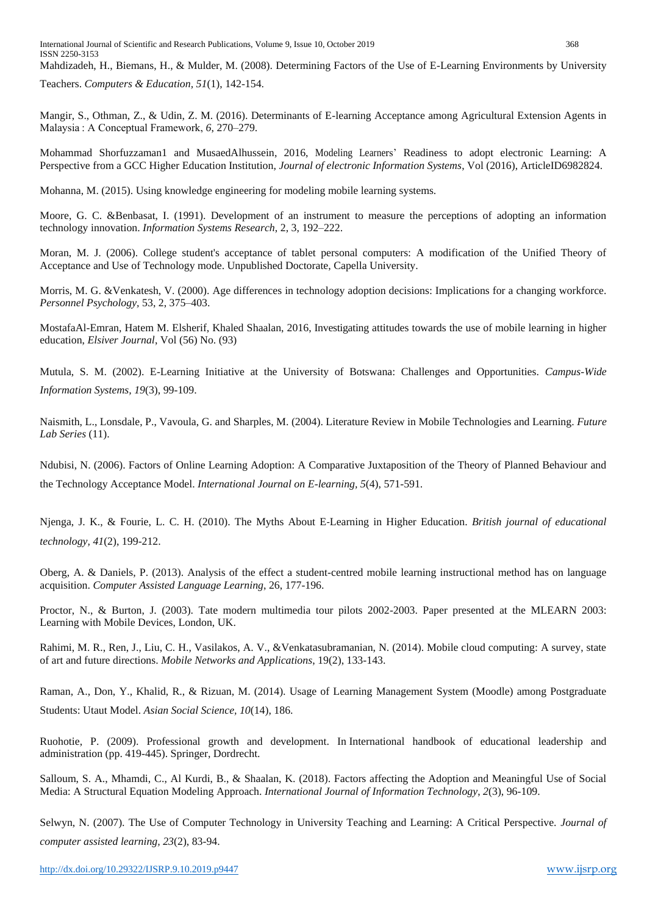Mahdizadeh, H., Biemans, H., & Mulder, M. (2008). Determining Factors of the Use of E-Learning Environments by University Teachers. *Computers & Education, 51*(1), 142-154.

Mangir, S., Othman, Z., & Udin, Z. M. (2016). Determinants of E-learning Acceptance among Agricultural Extension Agents in Malaysia : A Conceptual Framework, *6*, 270–279.

Mohammad Shorfuzzaman1 and MusaedAlhussein, 2016, Modeling Learners' Readiness to adopt electronic Learning: A Perspective from a GCC Higher Education Institution, *Journal of electronic Information Systems*, Vol (2016), ArticleID6982824.

Mohanna, M. (2015). Using knowledge engineering for modeling mobile learning systems.

Moore, G. C. &Benbasat, I. (1991). Development of an instrument to measure the perceptions of adopting an information technology innovation. *Information Systems Research*, 2, 3, 192–222.

Moran, M. J. (2006). College student's acceptance of tablet personal computers: A modification of the Unified Theory of Acceptance and Use of Technology mode. Unpublished Doctorate, Capella University.

Morris, M. G. &Venkatesh, V. (2000). Age differences in technology adoption decisions: Implications for a changing workforce. *Personnel Psychology*, 53, 2, 375–403.

MostafaAl-Emran, Hatem M. Elsherif, Khaled Shaalan, 2016, Investigating attitudes towards the use of mobile learning in higher education, *Elsiver Journal*, Vol (56) No. (93)

Mutula, S. M. (2002). E-Learning Initiative at the University of Botswana: Challenges and Opportunities. *Campus-Wide Information Systems, 19*(3), 99-109.

Naismith, L., Lonsdale, P., Vavoula, G. and Sharples, M. (2004). Literature Review in Mobile Technologies and Learning. *Future Lab Series* (11).

Ndubisi, N. (2006). Factors of Online Learning Adoption: A Comparative Juxtaposition of the Theory of Planned Behaviour and the Technology Acceptance Model. *International Journal on E-learning, 5*(4), 571-591.

Njenga, J. K., & Fourie, L. C. H. (2010). The Myths About E-Learning in Higher Education. *British journal of educational technology, 41*(2), 199-212.

Oberg, A. & Daniels, P. (2013). Analysis of the effect a student-centred mobile learning instructional method has on language acquisition. *Computer Assisted Language Learning*, 26, 177-196.

Proctor, N., & Burton, J. (2003). Tate modern multimedia tour pilots 2002-2003. Paper presented at the MLEARN 2003: Learning with Mobile Devices, London, UK.

Rahimi, M. R., Ren, J., Liu, C. H., Vasilakos, A. V., &Venkatasubramanian, N. (2014). Mobile cloud computing: A survey, state of art and future directions. *Mobile Networks and Applications*, 19(2), 133-143.

Raman, A., Don, Y., Khalid, R., & Rizuan, M. (2014). Usage of Learning Management System (Moodle) among Postgraduate Students: Utaut Model. *Asian Social Science, 10*(14), 186.

Ruohotie, P. (2009). Professional growth and development. In International handbook of educational leadership and administration (pp. 419-445). Springer, Dordrecht.

Salloum, S. A., Mhamdi, C., Al Kurdi, B., & Shaalan, K. (2018). Factors affecting the Adoption and Meaningful Use of Social Media: A Structural Equation Modeling Approach. *International Journal of Information Technology, 2*(3), 96-109.

Selwyn, N. (2007). The Use of Computer Technology in University Teaching and Learning: A Critical Perspective. *Journal of computer assisted learning, 23*(2), 83-94.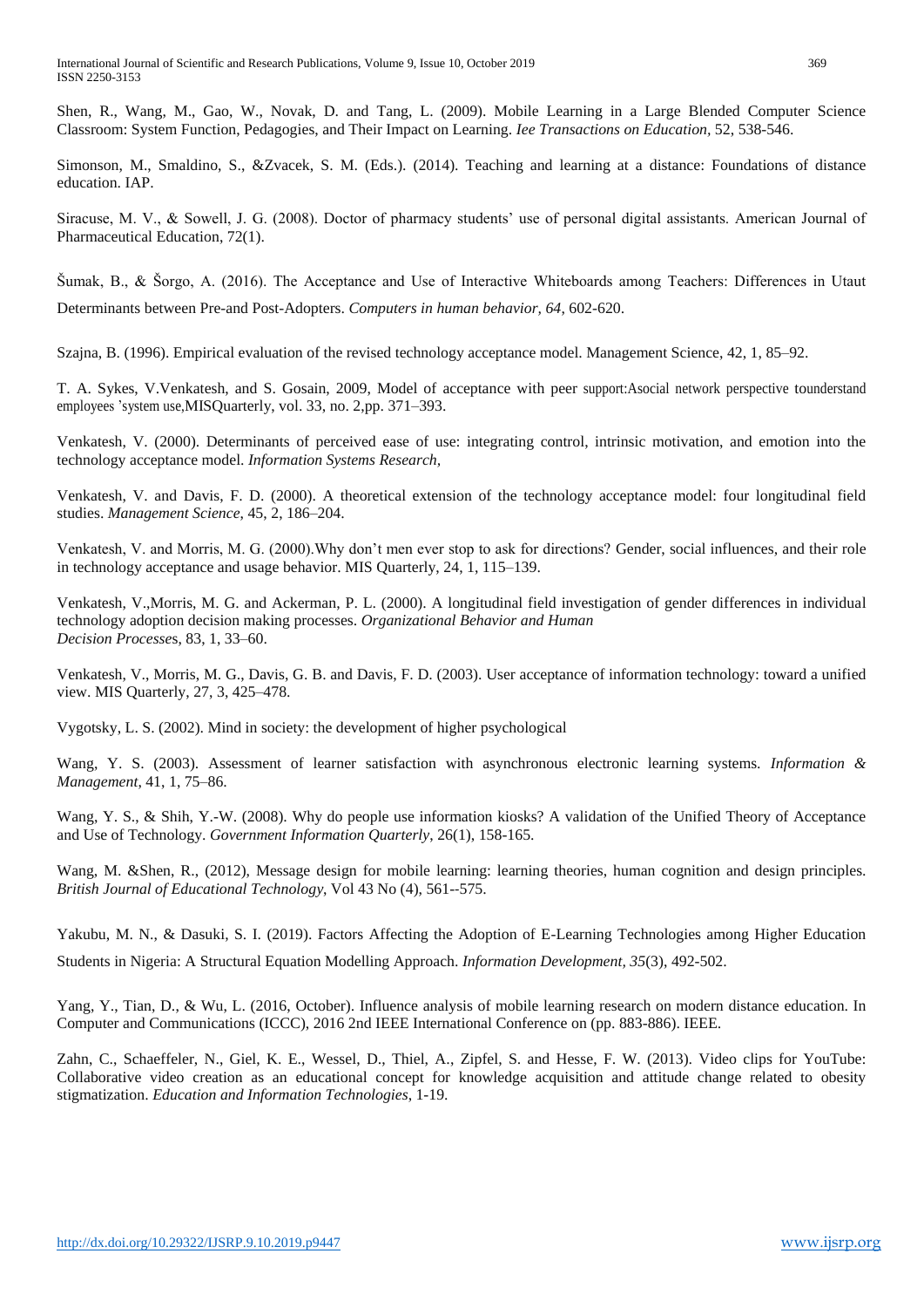Shen, R., Wang, M., Gao, W., Novak, D. and Tang, L. (2009). Mobile Learning in a Large Blended Computer Science Classroom: System Function, Pedagogies, and Their Impact on Learning. *Iee Transactions on Education*, 52, 538-546.

Simonson, M., Smaldino, S., &Zvacek, S. M. (Eds.). (2014). Teaching and learning at a distance: Foundations of distance education. IAP.

Siracuse, M. V., & Sowell, J. G. (2008). Doctor of pharmacy students' use of personal digital assistants. American Journal of Pharmaceutical Education, 72(1).

Šumak, B., & Šorgo, A. (2016). The Acceptance and Use of Interactive Whiteboards among Teachers: Differences in Utaut Determinants between Pre-and Post-Adopters. *Computers in human behavior, 64*, 602-620.

Szajna, B. (1996). Empirical evaluation of the revised technology acceptance model. Management Science, 42, 1, 85–92.

T. A. Sykes, V.Venkatesh, and S. Gosain, 2009, Model of acceptance with peer support:Asocial network perspective tounderstand employees 'system use,MISQuarterly, vol. 33, no. 2,pp. 371–393.

Venkatesh, V. (2000). Determinants of perceived ease of use: integrating control, intrinsic motivation, and emotion into the technology acceptance model. *Information Systems Research,*

Venkatesh, V. and Davis, F. D. (2000). A theoretical extension of the technology acceptance model: four longitudinal field studies. *Management Science*, 45, 2, 186–204.

Venkatesh, V. and Morris, M. G. (2000).Why don't men ever stop to ask for directions? Gender, social influences, and their role in technology acceptance and usage behavior. MIS Quarterly, 24, 1, 115–139.

Venkatesh, V.,Morris, M. G. and Ackerman, P. L. (2000). A longitudinal field investigation of gender differences in individual technology adoption decision making processes. *Organizational Behavior and Human Decision Processes*, 83, 1, 33–60.

Venkatesh, V., Morris, M. G., Davis, G. B. and Davis, F. D. (2003). User acceptance of information technology: toward a unified view. MIS Quarterly, 27, 3, 425–478.

Vygotsky, L. S. (2002). Mind in society: the development of higher psychological

Wang, Y. S. (2003). Assessment of learner satisfaction with asynchronous electronic learning systems. *Information & Management*, 41, 1, 75–86.

Wang, Y. S., & Shih, Y.-W. (2008). Why do people use information kiosks? A validation of the Unified Theory of Acceptance and Use of Technology. *Government Information Quarterly*, 26(1), 158-165.

Wang, M. &Shen, R., (2012), Message design for mobile learning: learning theories, human cognition and design principles. *British Journal of Educational Technology*, Vol 43 No (4), 561--575.

Yakubu, M. N., & Dasuki, S. I. (2019). Factors Affecting the Adoption of E-Learning Technologies among Higher Education Students in Nigeria: A Structural Equation Modelling Approach. *Information Development, 35*(3), 492-502.

Yang, Y., Tian, D., & Wu, L. (2016, October). Influence analysis of mobile learning research on modern distance education. In Computer and Communications (ICCC), 2016 2nd IEEE International Conference on (pp. 883-886). IEEE.

Zahn, C., Schaeffeler, N., Giel, K. E., Wessel, D., Thiel, A., Zipfel, S. and Hesse, F. W. (2013). Video clips for YouTube: Collaborative video creation as an educational concept for knowledge acquisition and attitude change related to obesity stigmatization. *Education and Information Technologies*, 1-19.